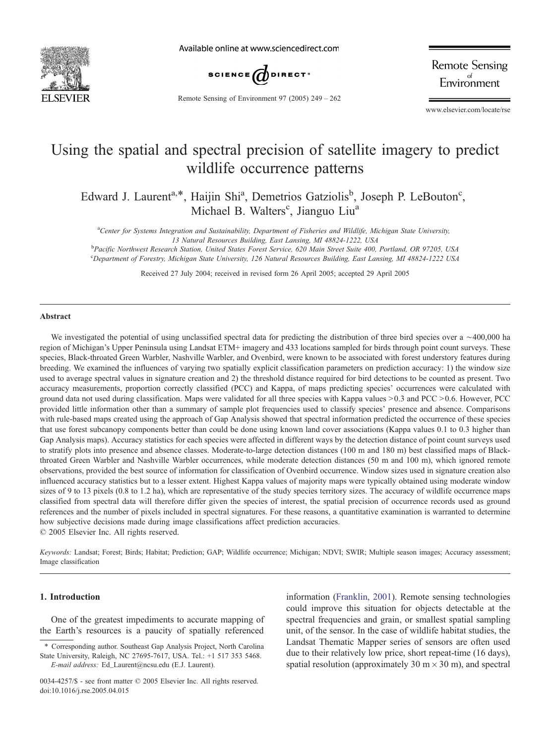# Using the spatial and spectral precision of satellite imagery to predict wildlife occurrence patterns

Edward J. Laurent[a,*], Haijin Shi[a], Demetrios Gatziolis[b], Joseph P. LeBouton[c], Michael B. Walters[c], Jianguo Liu[a]

[a]Center for Systems Integration and Sustainability, Department of Fisheries and Wildlife, Michigan State University, 13 Natural Resources Building, East Lansing, MI 48824-1222, USA

[b]Pacific Northwest Research Station, United States Forest Service, 620 Main Street Suite 400, Portland, OR 97205, USA

[c]Department of Forestry, Michigan State University, 126 Natural Resources Building, East Lansing, MI 48824-1222 USA

Received 27 July 2004; received in revised form 26 April 2005; accepted 29 April 2005

## Abstract

We investigated the potential of using unclassified spectral data for predicting the distribution of three bird species over a ~400,000 ha region of Michigan's Upper Peninsula using Landsat ETM+ imagery and 433 locations sampled for birds through point count surveys. These species, Black-throated Green Warbler, Nashville Warbler, and Ovenbird, were known to be associated with forest understory features during breeding. We examined the influences of varying two spatially explicit classification parameters on prediction accuracy: 1) the window size used to average spectral values in signature creation and 2) the threshold distance required for bird detections to be counted as present. Two accuracy measurements, proportion correctly classified (PCC) and Kappa, of maps predicting species' occurrences were calculated with ground data not used during classification. Maps were validated for all three species with Kappa values >0.3 and PCC >0.6. However, PCC provided little information other than a summary of sample plot frequencies used to classify species' presence and absence. Comparisons with rule-based maps created using the approach of Gap Analysis showed that spectral information predicted the occurrence of these species that use forest subcanopy components better than could be done using known land cover associations (Kappa values 0.1 to 0.3 higher than Gap Analysis maps). Accuracy statistics for each species were affected in different ways by the detection distance of point count surveys used to stratify plots into presence and absence classes. Moderate-to-large detection distances (100 m and 180 m) best classified maps of Black-throated Green Warbler and Nashville Warbler occurrences, while moderate detection distances (50 m and 100 m), which ignored remote observations, provided the best source of information for classification of Ovenbird occurrence. Window sizes used in signature creation also influenced accuracy statistics but to a lesser extent. Highest Kappa values of majority maps were typically obtained using moderate window sizes of 9 to 13 pixels (0.8 to 1.2 ha), which are representative of the study species territory sizes. The accuracy of wildlife occurrence maps classified from spectral data will therefore differ given the species of interest, the spatial precision of occurrence records used as ground references and the number of pixels included in spectral signatures. For these reasons, a quantitative examination is warranted to determine how subjective decisions made during image classifications affect prediction accuracies.

© 2005 Elsevier Inc. All rights reserved.

*Keywords:* Landsat; Forest; Birds; Habitat; Prediction; GAP; Wildlife occurrence; Michigan; NDVI; SWIR; Multiple season images; Accuracy assessment; Image classification

## 1. Introduction

One of the greatest impediments to accurate mapping of the Earth's resources is a paucity of spatially referenced information (Franklin, 2001). Remote sensing technologies could improve this situation for objects detectable at the spectral frequencies and grain, or smallest spatial sampling unit, of the sensor. In the case of wildlife habitat studies, the Landsat Thematic Mapper series of sensors are often used due to their relatively low price, short repeat-time (16 days), spatial resolution (approximately 30 m × 30 m), and spectral

* Corresponding author. Southeast Gap Analysis Project, North Carolina State University, Raleigh, NC 27695-7617, USA. Tel.: +1 517 353 5468. *E-mail address:* Ed_Laurent@ncsu.edu (E.J. Laurent).

0034-4257/$ - see front matter © 2005 Elsevier Inc. All rights reserved. doi:10.1016/j.rse.2005.04.015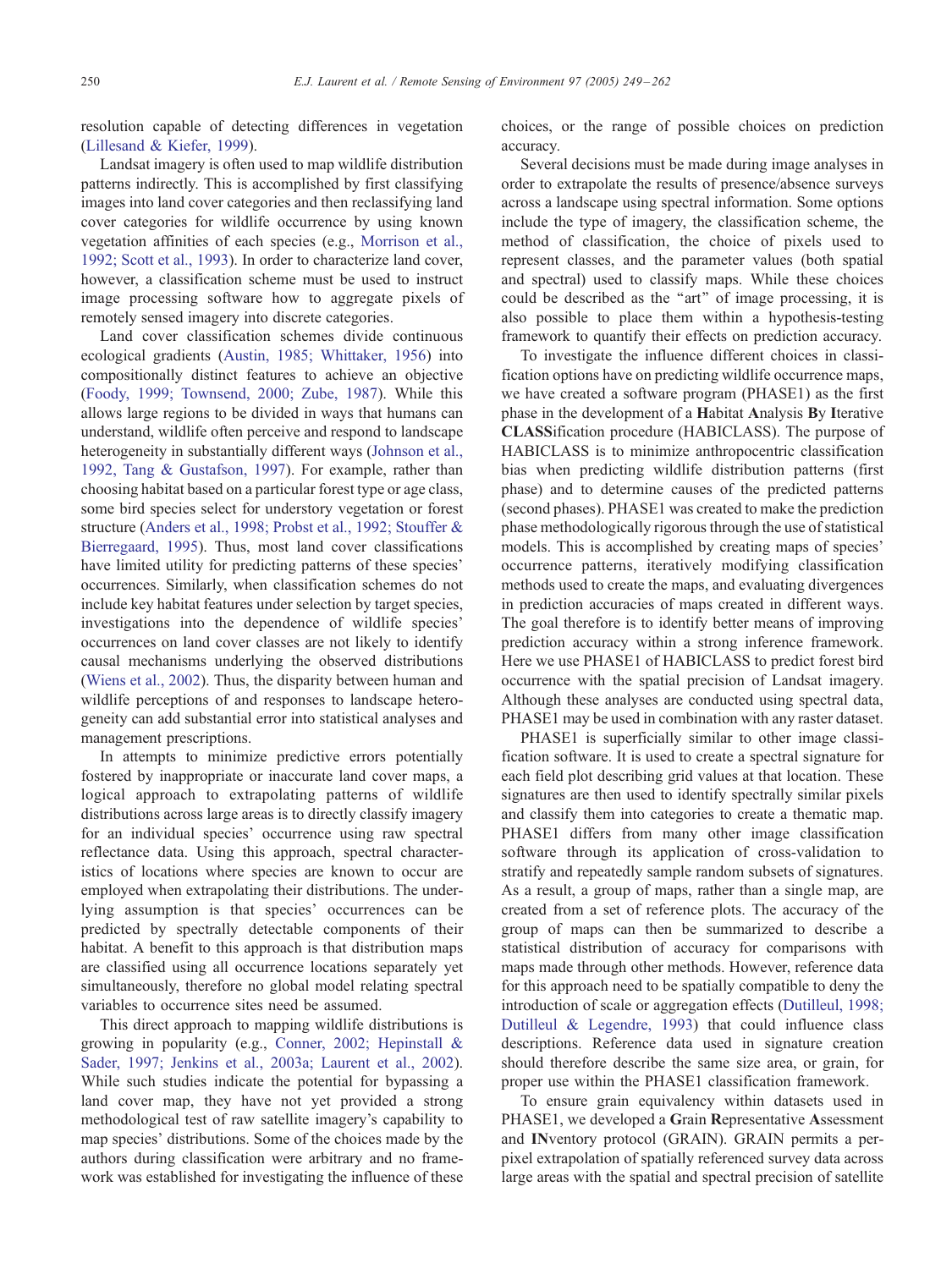resolution capable of detecting differences in vegetation (Lillesand & Kiefer, 1999).

Landsat imagery is often used to map wildlife distribution patterns indirectly. This is accomplished by first classifying images into land cover categories and then reclassifying land cover categories for wildlife occurrence by using known vegetation affinities of each species (e.g., Morrison et al., 1992; Scott et al., 1993). In order to characterize land cover, however, a classification scheme must be used to instruct image processing software how to aggregate pixels of remotely sensed imagery into discrete categories.

Land cover classification schemes divide continuous ecological gradients (Austin, 1985; Whittaker, 1956) into compositionally distinct features to achieve an objective (Foody, 1999; Townsend, 2000; Zube, 1987). While this allows large regions to be divided in ways that humans can understand, wildlife often perceive and respond to landscape heterogeneity in substantially different ways (Johnson et al., 1992, Tang & Gustafson, 1997). For example, rather than choosing habitat based on a particular forest type or age class, some bird species select for understory vegetation or forest structure (Anders et al., 1998; Probst et al., 1992; Stouffer & Bierregaard, 1995). Thus, most land cover classifications have limited utility for predicting patterns of these species' occurrences. Similarly, when classification schemes do not include key habitat features under selection by target species, investigations into the dependence of wildlife species' occurrences on land cover classes are not likely to identify causal mechanisms underlying the observed distributions (Wiens et al., 2002). Thus, the disparity between human and wildlife perceptions of and responses to landscape heterogeneity can add substantial error into statistical analyses and management prescriptions.

In attempts to minimize predictive errors potentially fostered by inappropriate or inaccurate land cover maps, a logical approach to extrapolating patterns of wildlife distributions across large areas is to directly classify imagery for an individual species' occurrence using raw spectral reflectance data. Using this approach, spectral characteristics of locations where species are known to occur are employed when extrapolating their distributions. The underlying assumption is that species' occurrences can be predicted by spectrally detectable components of their habitat. A benefit to this approach is that distribution maps are classified using all occurrence locations separately yet simultaneously, therefore no global model relating spectral variables to occurrence sites need be assumed.

This direct approach to mapping wildlife distributions is growing in popularity (e.g., Conner, 2002; Hepinstall & Sader, 1997; Jenkins et al., 2003a; Laurent et al., 2002). While such studies indicate the potential for bypassing a land cover map, they have not yet provided a strong methodological test of raw satellite imagery's capability to map species' distributions. Some of the choices made by the authors during classification were arbitrary and no framework was established for investigating the influence of these choices, or the range of possible choices on prediction accuracy.

Several decisions must be made during image analyses in order to extrapolate the results of presence/absence surveys across a landscape using spectral information. Some options include the type of imagery, the classification scheme, the method of classification, the choice of pixels used to represent classes, and the parameter values (both spatial and spectral) used to classify maps. While these choices could be described as the "art" of image processing, it is also possible to place them within a hypothesis-testing framework to quantify their effects on prediction accuracy.

To investigate the influence different choices in classification options have on predicting wildlife occurrence maps, we have created a software program (PHASE1) as the first phase in the development of a **H**abitat **A**nalysis **B**y **I**terative **CLASS**ification procedure (HABICLASS). The purpose of HABICLASS is to minimize anthropocentric classification bias when predicting wildlife distribution patterns (first phase) and to determine causes of the predicted patterns (second phases). PHASE1 was created to make the prediction phase methodologically rigorous through the use of statistical models. This is accomplished by creating maps of species' occurrence patterns, iteratively modifying classification methods used to create the maps, and evaluating divergences in prediction accuracies of maps created in different ways. The goal therefore is to identify better means of improving prediction accuracy within a strong inference framework. Here we use PHASE1 of HABICLASS to predict forest bird occurrence with the spatial precision of Landsat imagery. Although these analyses are conducted using spectral data, PHASE1 may be used in combination with any raster dataset.

PHASE1 is superficially similar to other image classification software. It is used to create a spectral signature for each field plot describing grid values at that location. These signatures are then used to identify spectrally similar pixels and classify them into categories to create a thematic map. PHASE1 differs from many other image classification software through its application of cross-validation to stratify and repeatedly sample random subsets of signatures. As a result, a group of maps, rather than a single map, are created from a set of reference plots. The accuracy of the group of maps can then be summarized to describe a statistical distribution of accuracy for comparisons with maps made through other methods. However, reference data for this approach need to be spatially compatible to deny the introduction of scale or aggregation effects (Dutilleul, 1998; Dutilleul & Legendre, 1993) that could influence class descriptions. Reference data used in signature creation should therefore describe the same size area, or grain, for proper use within the PHASE1 classification framework.

To ensure grain equivalency within datasets used in PHASE1, we developed a **G**rain **R**epresentative **A**ssessment and **IN**ventory protocol (GRAIN). GRAIN permits a per-pixel extrapolation of spatially referenced survey data across large areas with the spatial and spectral precision of satellite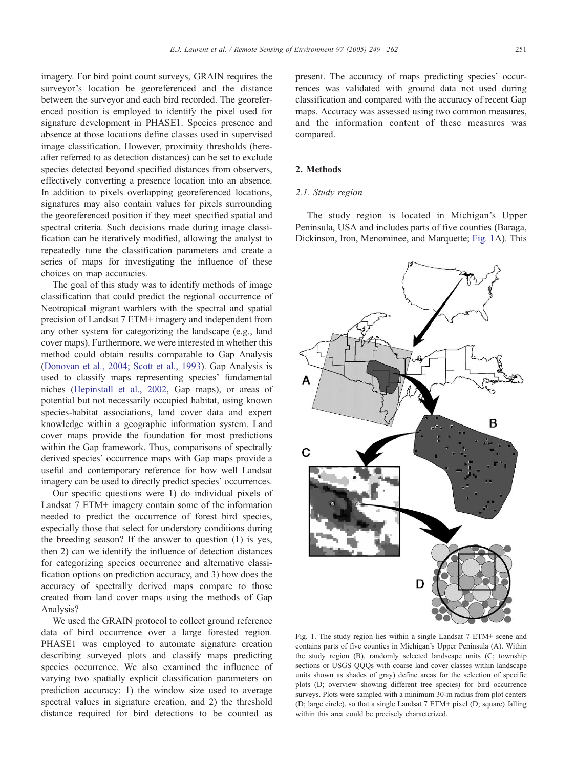imagery. For bird point count surveys, GRAIN requires the surveyor's location be georeferenced and the distance between the surveyor and each bird recorded. The georeferenced position is employed to identify the pixel used for signature development in PHASE1. Species presence and absence at those locations define classes used in supervised image classification. However, proximity thresholds (hereafter referred to as detection distances) can be set to exclude species detected beyond specified distances from observers, effectively converting a presence location into an absence. In addition to pixels overlapping georeferenced locations, signatures may also contain values for pixels surrounding the georeferenced position if they meet specified spatial and spectral criteria. Such decisions made during image classification can be iteratively modified, allowing the analyst to repeatedly tune the classification parameters and create a series of maps for investigating the influence of these choices on map accuracies.

The goal of this study was to identify methods of image classification that could predict the regional occurrence of Neotropical migrant warblers with the spectral and spatial precision of Landsat 7 ETM+ imagery and independent from any other system for categorizing the landscape (e.g., land cover maps). Furthermore, we were interested in whether this method could obtain results comparable to Gap Analysis (Donovan et al., 2004; Scott et al., 1993). Gap Analysis is used to classify maps representing species' fundamental niches (Hepinstall et al., 2002, Gap maps), or areas of potential but not necessarily occupied habitat, using known species-habitat associations, land cover data and expert knowledge within a geographic information system. Land cover maps provide the foundation for most predictions within the Gap framework. Thus, comparisons of spectrally derived species' occurrence maps with Gap maps provide a useful and contemporary reference for how well Landsat imagery can be used to directly predict species' occurrences.

Our specific questions were 1) do individual pixels of Landsat 7 ETM+ imagery contain some of the information needed to predict the occurrence of forest bird species, especially those that select for understory conditions during the breeding season? If the answer to question (1) is yes, then 2) can we identify the influence of detection distances for categorizing species occurrence and alternative classification options on prediction accuracy, and 3) how does the accuracy of spectrally derived maps compare to those created from land cover maps using the methods of Gap Analysis?

We used the GRAIN protocol to collect ground reference data of bird occurrence over a large forested region. PHASE1 was employed to automate signature creation describing surveyed plots and classify maps predicting species occurrence. We also examined the influence of varying two spatially explicit classification parameters on prediction accuracy: 1) the window size used to average spectral values in signature creation, and 2) the threshold distance required for bird detections to be counted as present. The accuracy of maps predicting species' occurrences was validated with ground data not used during classification and compared with the accuracy of recent Gap maps. Accuracy was assessed using two common measures, and the information content of these measures was compared.

## 2. Methods

### 2.1. Study region

The study region is located in Michigan's Upper Peninsula, USA and includes parts of five counties (Baraga, Dickinson, Iron, Menominee, and Marquette; Fig. 1A). This

Fig. 1. The study region lies within a single Landsat 7 ETM+ scene and contains parts of five counties in Michigan's Upper Peninsula (A). Within the study region (B), randomly selected landscape units (C; township sections or USGS QQQs with coarse land cover classes within landscape units shown as shades of gray) define areas for the selection of specific plots (D; overview showing different tree species) for bird occurrence surveys. Plots were sampled with a minimum 30-m radius from plot centers (D; large circle), so that a single Landsat 7 ETM+ pixel (D; square) falling within this area could be precisely characterized.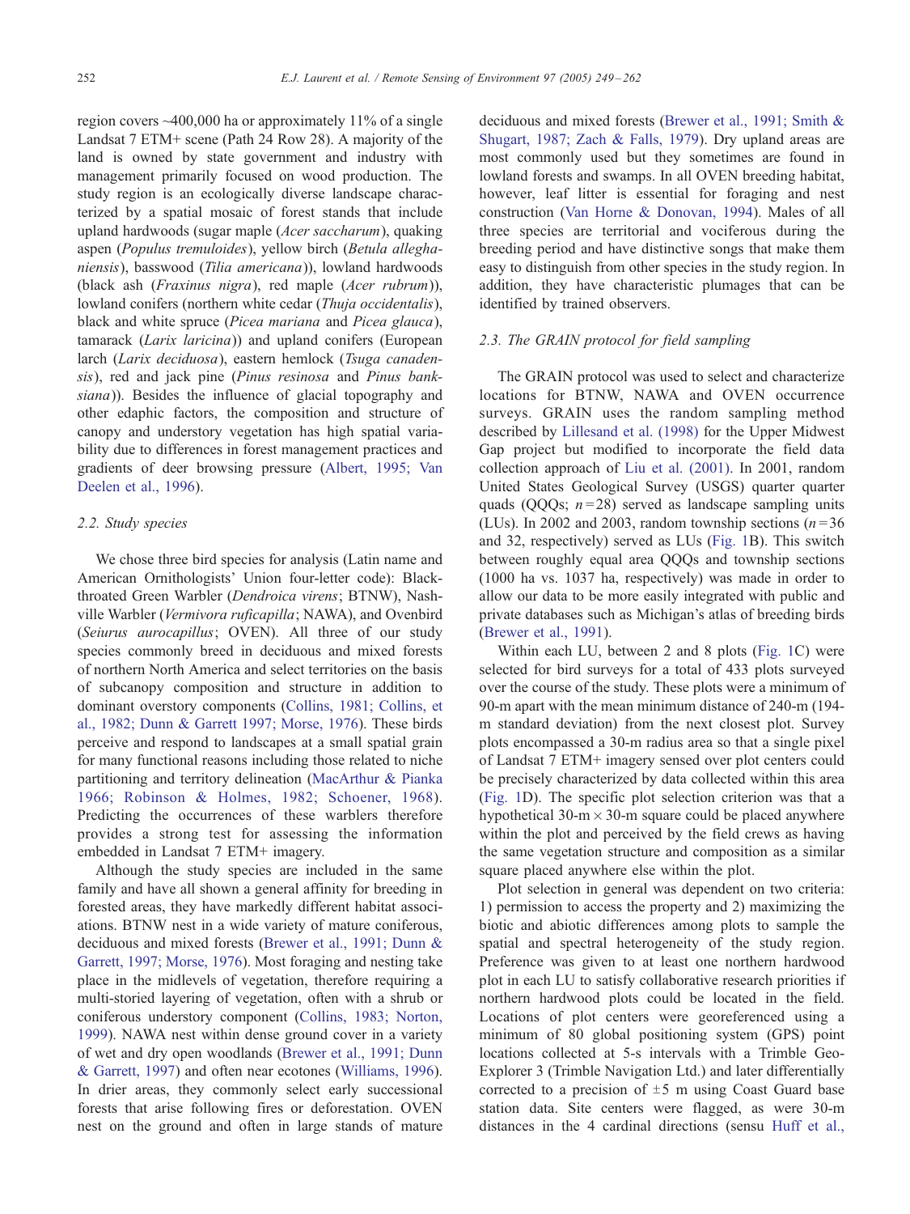region covers ~400,000 ha or approximately 11% of a single Landsat 7 ETM+ scene (Path 24 Row 28). A majority of the land is owned by state government and industry with management primarily focused on wood production. The study region is an ecologically diverse landscape characterized by a spatial mosaic of forest stands that include upland hardwoods (sugar maple (*Acer saccharum*), quaking aspen (*Populus tremuloides*), yellow birch (*Betula alleghaniensis*), basswood (*Tilia americana*)), lowland hardwoods (black ash (*Fraxinus nigra*), red maple (*Acer rubrum*)), lowland conifers (northern white cedar (*Thuja occidentalis*), black and white spruce (*Picea mariana* and *Picea glauca*), tamarack (*Larix laricina*)) and upland conifers (European larch (*Larix deciduosa*), eastern hemlock (*Tsuga canadensis*), red and jack pine (*Pinus resinosa* and *Pinus banksiana*)). Besides the influence of glacial topography and other edaphic factors, the composition and structure of canopy and understory vegetation has high spatial variability due to differences in forest management practices and gradients of deer browsing pressure (Albert, 1995; Van Deelen et al., 1996).

### 2.2. Study species

We chose three bird species for analysis (Latin name and American Ornithologists' Union four-letter code): Black-throated Green Warbler (*Dendroica virens*; BTNW), Nashville Warbler (*Vermivora ruficapilla*; NAWA), and Ovenbird (*Seiurus aurocapillus*; OVEN). All three of our study species commonly breed in deciduous and mixed forests of northern North America and select territories on the basis of subcanopy composition and structure in addition to dominant overstory components (Collins, 1981; Collins, et al., 1982; Dunn & Garrett 1997; Morse, 1976). These birds perceive and respond to landscapes at a small spatial grain for many functional reasons including those related to niche partitioning and territory delineation (MacArthur & Pianka 1966; Robinson & Holmes, 1982; Schoener, 1968). Predicting the occurrences of these warblers therefore provides a strong test for assessing the information embedded in Landsat 7 ETM+ imagery.

Although the study species are included in the same family and have all shown a general affinity for breeding in forested areas, they have markedly different habitat associations. BTNW nest in a wide variety of mature coniferous, deciduous and mixed forests (Brewer et al., 1991; Dunn & Garrett, 1997; Morse, 1976). Most foraging and nesting take place in the midlevels of vegetation, therefore requiring a multi-storied layering of vegetation, often with a shrub or coniferous understory component (Collins, 1983; Norton, 1999). NAWA nest within dense ground cover in a variety of wet and dry open woodlands (Brewer et al., 1991; Dunn & Garrett, 1997) and often near ecotones (Williams, 1996). In drier areas, they commonly select early successional forests that arise following fires or deforestation. OVEN nest on the ground and often in large stands of mature deciduous and mixed forests (Brewer et al., 1991; Smith & Shugart, 1987; Zach & Falls, 1979). Dry upland areas are most commonly used but they sometimes are found in lowland forests and swamps. In all OVEN breeding habitat, however, leaf litter is essential for foraging and nest construction (Van Horne & Donovan, 1994). Males of all three species are territorial and vociferous during the breeding period and have distinctive songs that make them easy to distinguish from other species in the study region. In addition, they have characteristic plumages that can be identified by trained observers.

### 2.3. The GRAIN protocol for field sampling

The GRAIN protocol was used to select and characterize locations for BTNW, NAWA and OVEN occurrence surveys. GRAIN uses the random sampling method described by Lillesand et al. (1998) for the Upper Midwest Gap project but modified to incorporate the field data collection approach of Liu et al. (2001). In 2001, random United States Geological Survey (USGS) quarter quarter quads (QQQs; $n = 28$) served as landscape sampling units (LUs). In 2002 and 2003, random township sections ($n = 36$ and 32, respectively) served as LUs (Fig. 1B). This switch between roughly equal area QQQs and township sections (1000 ha vs. 1037 ha, respectively) was made in order to allow our data to be more easily integrated with public and private databases such as Michigan's atlas of breeding birds (Brewer et al., 1991).

Within each LU, between 2 and 8 plots (Fig. 1C) were selected for bird surveys for a total of 433 plots surveyed over the course of the study. These plots were a minimum of 90-m apart with the mean minimum distance of 240-m (194-m standard deviation) from the next closest plot. Survey plots encompassed a 30-m radius area so that a single pixel of Landsat 7 ETM+ imagery sensed over plot centers could be precisely characterized by data collected within this area (Fig. 1D). The specific plot selection criterion was that a hypothetical 30-m × 30-m square could be placed anywhere within the plot and perceived by the field crews as having the same vegetation structure and composition as a similar square placed anywhere else within the plot.

Plot selection in general was dependent on two criteria: 1) permission to access the property and 2) maximizing the biotic and abiotic differences among plots to sample the spatial and spectral heterogeneity of the study region. Preference was given to at least one northern hardwood plot in each LU to satisfy collaborative research priorities if northern hardwood plots could be located in the field. Locations of plot centers were georeferenced using a minimum of 80 global positioning system (GPS) point locations collected at 5-s intervals with a Trimble GeoExplorer 3 (Trimble Navigation Ltd.) and later differentially corrected to a precision of ±5 m using Coast Guard base station data. Site centers were flagged, as were 30-m distances in the 4 cardinal directions (sensu Huff et al.,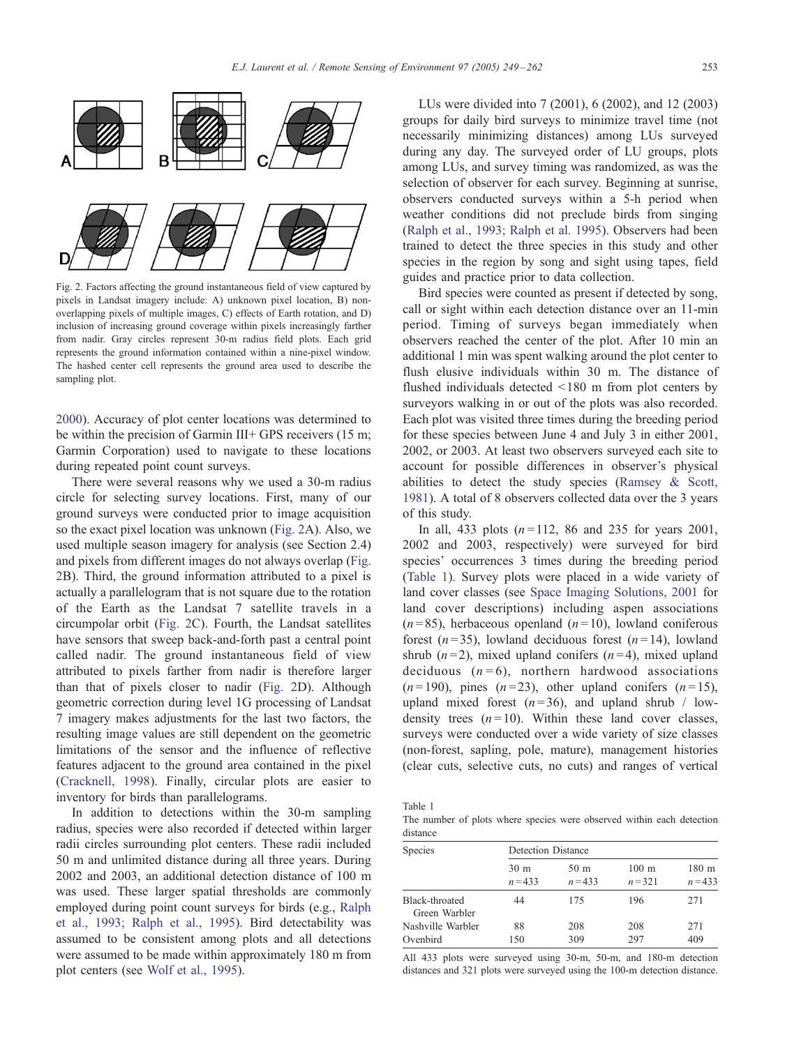Fig. 2. Factors affecting the ground instantaneous field of view captured by pixels in Landsat imagery include: A) unknown pixel location, B) non-overlapping pixels of multiple images, C) effects of Earth rotation, and D) inclusion of increasing ground coverage within pixels increasingly farther from nadir. Gray circles represent 30-m radius field plots. Each grid represents the ground information contained within a nine-pixel window. The hashed center cell represents the ground area used to describe the sampling plot.

2000). Accuracy of plot center locations was determined to be within the precision of Garmin III+ GPS receivers (15 m; Garmin Corporation) used to navigate to these locations during repeated point count surveys.

There were several reasons why we used a 30-m radius circle for selecting survey locations. First, many of our ground surveys were conducted prior to image acquisition so the exact pixel location was unknown (Fig. 2A). Also, we used multiple season imagery for analysis (see Section 2.4) and pixels from different images do not always overlap (Fig. 2B). Third, the ground information attributed to a pixel is actually a parallelogram that is not square due to the rotation of the Earth as the Landsat 7 satellite travels in a circumpolar orbit (Fig. 2C). Fourth, the Landsat satellites have sensors that sweep back-and-forth past a central point called nadir. The ground instantaneous field of view attributed to pixels farther from nadir is therefore larger than that of pixels closer to nadir (Fig. 2D). Although geometric correction during level 1G processing of Landsat 7 imagery makes adjustments for the last two factors, the resulting image values are still dependent on the geometric limitations of the sensor and the influence of reflective features adjacent to the ground area contained in the pixel (Cracknell, 1998). Finally, circular plots are easier to inventory for birds than parallelograms.

In addition to detections within the 30-m sampling radius, species were also recorded if detected within larger radii circles surrounding plot centers. These radii included 50 m and unlimited distance during all three years. During 2002 and 2003, an additional detection distance of 100 m was used. These larger spatial thresholds are commonly employed during point count surveys for birds (e.g., Ralph et al., 1993; Ralph et al., 1995). Bird detectability was assumed to be consistent among plots and all detections were assumed to be made within approximately 180 m from plot centers (see Wolf et al., 1995).

LUs were divided into 7 (2001), 6 (2002), and 12 (2003) groups for daily bird surveys to minimize travel time (not necessarily minimizing distances) among LUs surveyed during any day. The surveyed order of LU groups, plots among LUs, and survey timing was randomized, as was the selection of observer for each survey. Beginning at sunrise, observers conducted surveys within a 5-h period when weather conditions did not preclude birds from singing (Ralph et al., 1993; Ralph et al. 1995). Observers had been trained to detect the three species in this study and other species in the region by song and sight using tapes, field guides and practice prior to data collection.

Bird species were counted as present if detected by song, call or sight within each detection distance over an 11-min period. Timing of surveys began immediately when observers reached the center of the plot. After 10 min an additional 1 min was spent walking around the plot center to flush elusive individuals within 30 m. The distance of flushed individuals detected <180 m from plot centers by surveyors walking in or out of the plots was also recorded. Each plot was visited three times during the breeding period for these species between June 4 and July 3 in either 2001, 2002, or 2003. At least two observers surveyed each site to account for possible differences in observer's physical abilities to detect the study species (Ramsey & Scott, 1981). A total of 8 observers collected data over the 3 years of this study.

In all, 433 plots ($n$=112, 86 and 235 for years 2001, 2002 and 2003, respectively) were surveyed for bird species' occurrences 3 times during the breeding period (Table 1). Survey plots were placed in a wide variety of land cover classes (see Space Imaging Solutions, 2001 for land cover descriptions) including aspen associations ($n$=85), herbaceous openland ($n$=10), lowland coniferous forest ($n$=35), lowland deciduous forest ($n$=14), lowland shrub ($n$=2), mixed upland conifers ($n$=4), mixed upland deciduous ($n$=6), northern hardwood associations ($n$=190), pines ($n$=23), other upland conifers ($n$=15), upland mixed forest ($n$=36), and upland shrub / low-density trees ($n$=10). Within these land cover classes, surveys were conducted over a wide variety of size classes (non-forest, sapling, pole, mature), management histories (clear cuts, selective cuts, no cuts) and ranges of vertical

Table 1
The number of plots where species were observed within each detection distance

| Species | Detection Distance | | | |
|---|---|---|---|---|
| | 30 m $n$=433 | 50 m $n$=433 | 100 m $n$=321 | 180 m $n$=433 |
| Black-throated Green Warbler | 44 | 175 | 196 | 271 |
| Nashville Warbler | 88 | 208 | 208 | 271 |
| Ovenbird | 150 | 309 | 297 | 409 |

All 433 plots were surveyed using 30-m, 50-m, and 180-m detection distances and 321 plots were surveyed using the 100-m detection distance.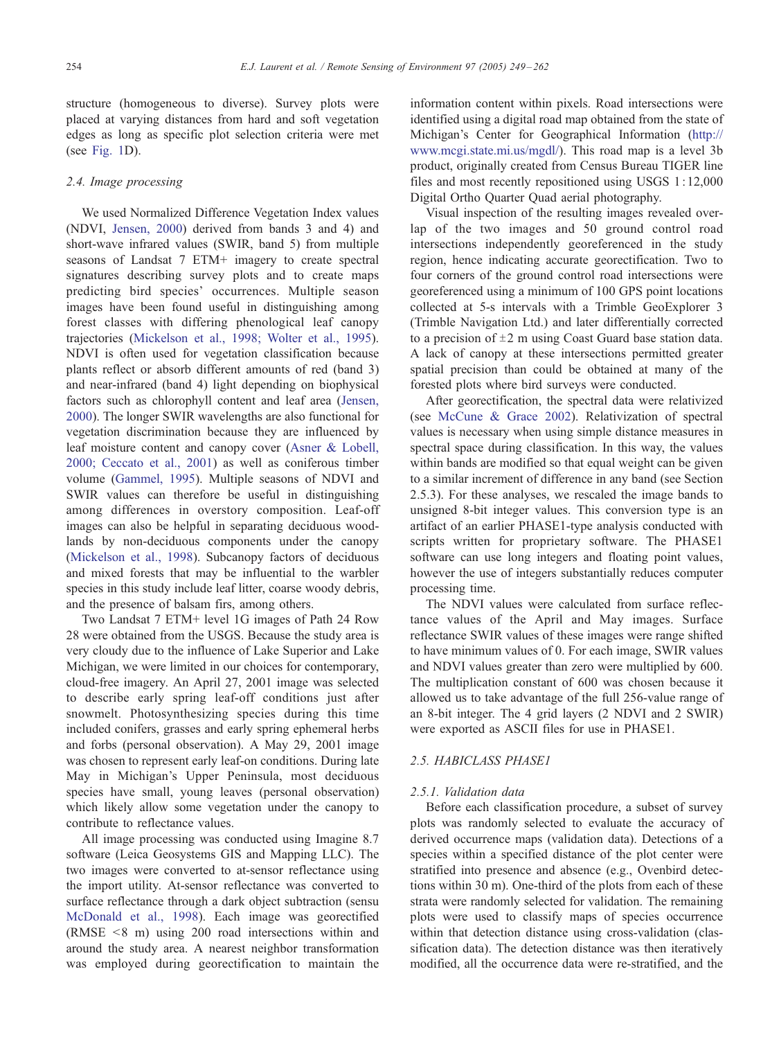structure (homogeneous to diverse). Survey plots were placed at varying distances from hard and soft vegetation edges as long as specific plot selection criteria were met (see Fig. 1D).

### 2.4. Image processing

We used Normalized Difference Vegetation Index values (NDVI, Jensen, 2000) derived from bands 3 and 4) and short-wave infrared values (SWIR, band 5) from multiple seasons of Landsat 7 ETM+ imagery to create spectral signatures describing survey plots and to create maps predicting bird species' occurrences. Multiple season images have been found useful in distinguishing among forest classes with differing phenological leaf canopy trajectories (Mickelson et al., 1998; Wolter et al., 1995). NDVI is often used for vegetation classification because plants reflect or absorb different amounts of red (band 3) and near-infrared (band 4) light depending on biophysical factors such as chlorophyll content and leaf area (Jensen, 2000). The longer SWIR wavelengths are also functional for vegetation discrimination because they are influenced by leaf moisture content and canopy cover (Asner & Lobell, 2000; Ceccato et al., 2001) as well as coniferous timber volume (Gammel, 1995). Multiple seasons of NDVI and SWIR values can therefore be useful in distinguishing among differences in overstory composition. Leaf-off images can also be helpful in separating deciduous woodlands by non-deciduous components under the canopy (Mickelson et al., 1998). Subcanopy factors of deciduous and mixed forests that may be influential to the warbler species in this study include leaf litter, coarse woody debris, and the presence of balsam firs, among others.

Two Landsat 7 ETM+ level 1G images of Path 24 Row 28 were obtained from the USGS. Because the study area is very cloudy due to the influence of Lake Superior and Lake Michigan, we were limited in our choices for contemporary, cloud-free imagery. An April 27, 2001 image was selected to describe early spring leaf-off conditions just after snowmelt. Photosynthesizing species during this time included conifers, grasses and early spring ephemeral herbs and forbs (personal observation). A May 29, 2001 image was chosen to represent early leaf-on conditions. During late May in Michigan's Upper Peninsula, most deciduous species have small, young leaves (personal observation) which likely allow some vegetation under the canopy to contribute to reflectance values.

All image processing was conducted using Imagine 8.7 software (Leica Geosystems GIS and Mapping LLC). The two images were converted to at-sensor reflectance using the import utility. At-sensor reflectance was converted to surface reflectance through a dark object subtraction (sensu McDonald et al., 1998). Each image was georectified (RMSE <8 m) using 200 road intersections within and around the study area. A nearest neighbor transformation was employed during georectification to maintain the information content within pixels. Road intersections were identified using a digital road map obtained from the state of Michigan's Center for Geographical Information (http://www.mcgi.state.mi.us/mgdl/). This road map is a level 3b product, originally created from Census Bureau TIGER line files and most recently repositioned using USGS 1 : 12,000 Digital Ortho Quarter Quad aerial photography.

Visual inspection of the resulting images revealed overlap of the two images and 50 ground control road intersections independently georeferenced in the study region, hence indicating accurate georectification. Two to four corners of the ground control road intersections were georeferenced using a minimum of 100 GPS point locations collected at 5-s intervals with a Trimble GeoExplorer 3 (Trimble Navigation Ltd.) and later differentially corrected to a precision of ±2 m using Coast Guard base station data. A lack of canopy at these intersections permitted greater spatial precision than could be obtained at many of the forested plots where bird surveys were conducted.

After georectification, the spectral data were relativized (see McCune & Grace 2002). Relativization of spectral values is necessary when using simple distance measures in spectral space during classification. In this way, the values within bands are modified so that equal weight can be given to a similar increment of difference in any band (see Section 2.5.3). For these analyses, we rescaled the image bands to unsigned 8-bit integer values. This conversion type is an artifact of an earlier PHASE1-type analysis conducted with scripts written for proprietary software. The PHASE1 software can use long integers and floating point values, however the use of integers substantially reduces computer processing time.

The NDVI values were calculated from surface reflectance values of the April and May images. Surface reflectance SWIR values of these images were range shifted to have minimum values of 0. For each image, SWIR values and NDVI values greater than zero were multiplied by 600. The multiplication constant of 600 was chosen because it allowed us to take advantage of the full 256-value range of an 8-bit integer. The 4 grid layers (2 NDVI and 2 SWIR) were exported as ASCII files for use in PHASE1.

### 2.5. HABICLASS PHASE1

#### 2.5.1. Validation data

Before each classification procedure, a subset of survey plots was randomly selected to evaluate the accuracy of derived occurrence maps (validation data). Detections of a species within a specified distance of the plot center were stratified into presence and absence (e.g., Ovenbird detections within 30 m). One-third of the plots from each of these strata were randomly selected for validation. The remaining plots were used to classify maps of species occurrence within that detection distance using cross-validation (classification data). The detection distance was then iteratively modified, all the occurrence data were re-stratified, and the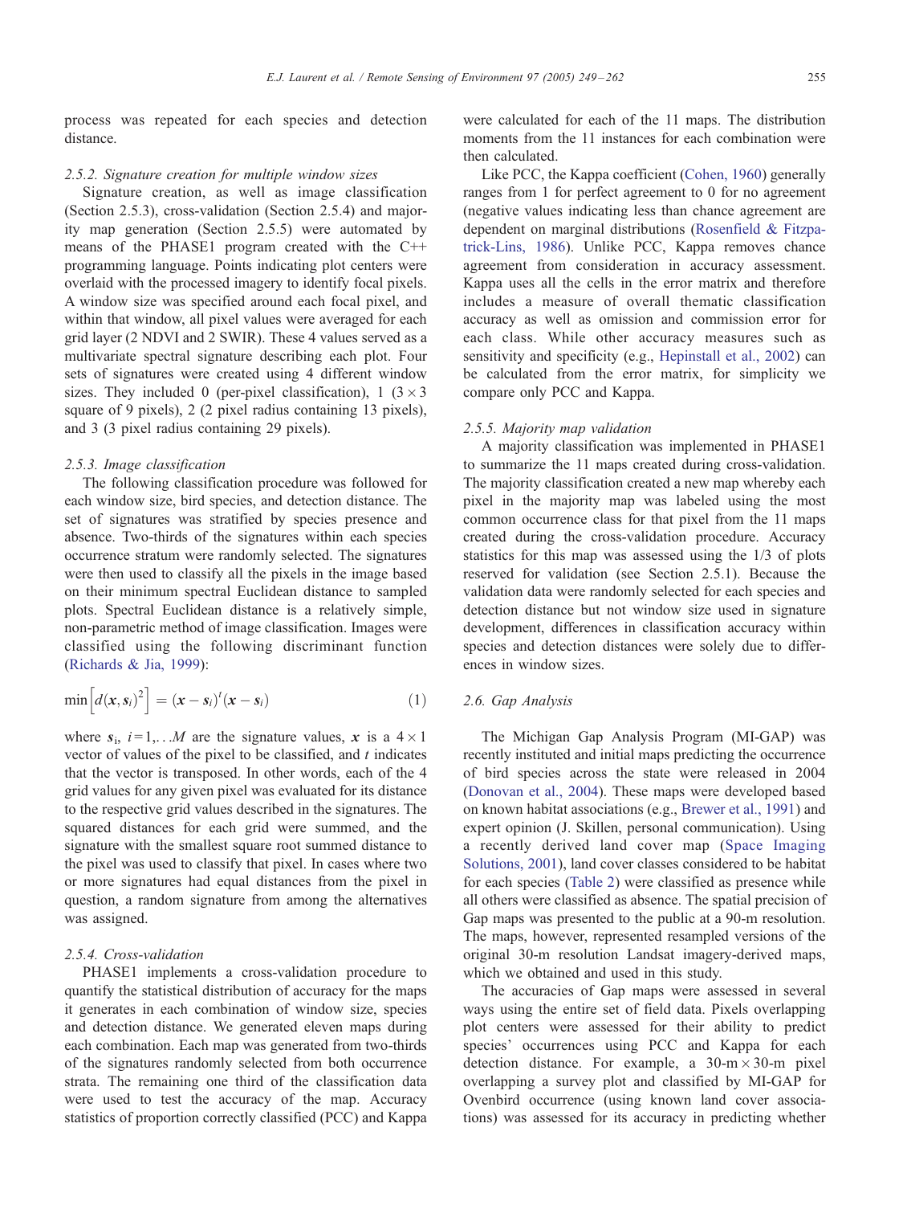process was repeated for each species and detection distance.

#### 2.5.2. Signature creation for multiple window sizes

Signature creation, as well as image classification (Section 2.5.3), cross-validation (Section 2.5.4) and majority map generation (Section 2.5.5) were automated by means of the PHASE1 program created with the C++ programming language. Points indicating plot centers were overlaid with the processed imagery to identify focal pixels. A window size was specified around each focal pixel, and within that window, all pixel values were averaged for each grid layer (2 NDVI and 2 SWIR). These 4 values served as a multivariate spectral signature describing each plot. Four sets of signatures were created using 4 different window sizes. They included 0 (per-pixel classification), 1 ($3 \times 3$ square of 9 pixels), 2 (2 pixel radius containing 13 pixels), and 3 (3 pixel radius containing 29 pixels).

#### 2.5.3. Image classification

The following classification procedure was followed for each window size, bird species, and detection distance. The set of signatures was stratified by species presence and absence. Two-thirds of the signatures within each species occurrence stratum were randomly selected. The signatures were then used to classify all the pixels in the image based on their minimum spectral Euclidean distance to sampled plots. Spectral Euclidean distance is a relatively simple, non-parametric method of image classification. Images were classified using the following discriminant function (Richards & Jia, 1999):

$$\min\left[d(\boldsymbol{x},\boldsymbol{s}_i)^2\right] = (\boldsymbol{x} - \boldsymbol{s}_i)^t(\boldsymbol{x} - \boldsymbol{s}_i) \tag{1}$$

where $\boldsymbol{s}_i$, $i=1,\ldots M$ are the signature values, $\boldsymbol{x}$ is a $4 \times 1$ vector of values of the pixel to be classified, and $t$ indicates that the vector is transposed. In other words, each of the 4 grid values for any given pixel was evaluated for its distance to the respective grid values described in the signatures. The squared distances for each grid were summed, and the signature with the smallest square root summed distance to the pixel was used to classify that pixel. In cases where two or more signatures had equal distances from the pixel in question, a random signature from among the alternatives was assigned.

#### 2.5.4. Cross-validation

PHASE1 implements a cross-validation procedure to quantify the statistical distribution of accuracy for the maps it generates in each combination of window size, species and detection distance. We generated eleven maps during each combination. Each map was generated from two-thirds of the signatures randomly selected from both occurrence strata. The remaining one third of the classification data were used to test the accuracy of the map. Accuracy statistics of proportion correctly classified (PCC) and Kappa were calculated for each of the 11 maps. The distribution moments from the 11 instances for each combination were then calculated.

Like PCC, the Kappa coefficient (Cohen, 1960) generally ranges from 1 for perfect agreement to 0 for no agreement (negative values indicating less than chance agreement are dependent on marginal distributions (Rosenfield & Fitzpatrick-Lins, 1986). Unlike PCC, Kappa removes chance agreement from consideration in accuracy assessment. Kappa uses all the cells in the error matrix and therefore includes a measure of overall thematic classification accuracy as well as omission and commission error for each class. While other accuracy measures such as sensitivity and specificity (e.g., Hepinstall et al., 2002) can be calculated from the error matrix, for simplicity we compare only PCC and Kappa.

#### 2.5.5. Majority map validation

A majority classification was implemented in PHASE1 to summarize the 11 maps created during cross-validation. The majority classification created a new map whereby each pixel in the majority map was labeled using the most common occurrence class for that pixel from the 11 maps created during the cross-validation procedure. Accuracy statistics for this map was assessed using the 1/3 of plots reserved for validation (see Section 2.5.1). Because the validation data were randomly selected for each species and detection distance but not window size used in signature development, differences in classification accuracy within species and detection distances were solely due to differences in window sizes.

### 2.6. Gap Analysis

The Michigan Gap Analysis Program (MI-GAP) was recently instituted and initial maps predicting the occurrence of bird species across the state were released in 2004 (Donovan et al., 2004). These maps were developed based on known habitat associations (e.g., Brewer et al., 1991) and expert opinion (J. Skillen, personal communication). Using a recently derived land cover map (Space Imaging Solutions, 2001), land cover classes considered to be habitat for each species (Table 2) were classified as presence while all others were classified as absence. The spatial precision of Gap maps was presented to the public at a 90-m resolution. The maps, however, represented resampled versions of the original 30-m resolution Landsat imagery-derived maps, which we obtained and used in this study.

The accuracies of Gap maps were assessed in several ways using the entire set of field data. Pixels overlapping plot centers were assessed for their ability to predict species' occurrences using PCC and Kappa for each detection distance. For example, a $30\text{-m} \times 30\text{-m}$ pixel overlapping a survey plot and classified by MI-GAP for Ovenbird occurrence (using known land cover associations) was assessed for its accuracy in predicting whether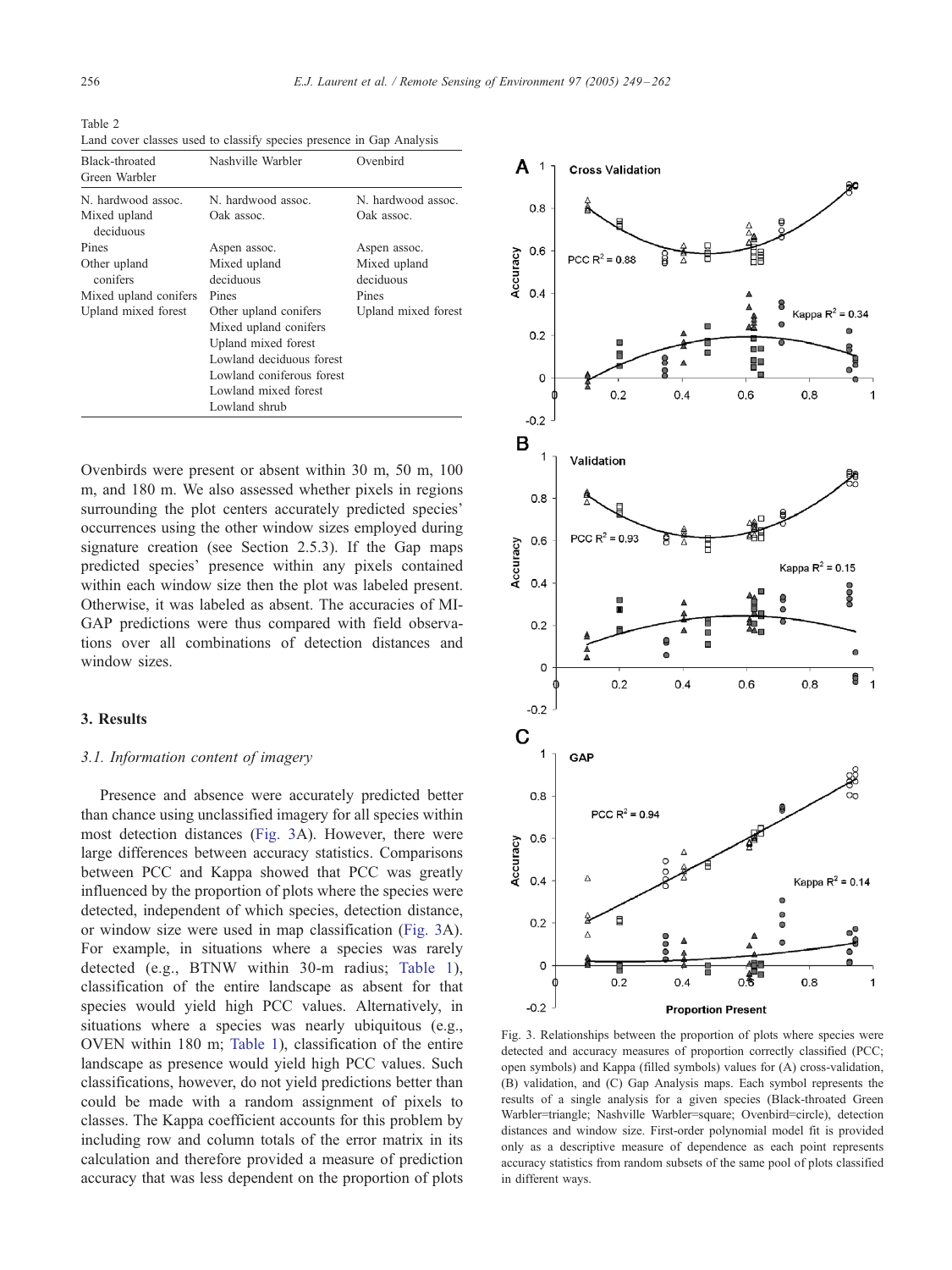Table 2
Land cover classes used to classify species presence in Gap Analysis

| Black-throated Green Warbler | Nashville Warbler | Ovenbird |
|---|---|---|
| N. hardwood assoc. | N. hardwood assoc. | N. hardwood assoc. |
| Mixed upland deciduous | Oak assoc. | Oak assoc. |
| Pines | Aspen assoc. | Aspen assoc. |
| Other upland conifers | Mixed upland deciduous | Mixed upland deciduous |
| Mixed upland conifers | Pines | Pines |
| Upland mixed forest | Other upland conifers | Upland mixed forest |
| | Mixed upland conifers | |
| | Upland mixed forest | |
| | Lowland deciduous forest | |
| | Lowland coniferous forest | |
| | Lowland mixed forest | |
| | Lowland shrub | |

Ovenbirds were present or absent within 30 m, 50 m, 100 m, and 180 m. We also assessed whether pixels in regions surrounding the plot centers accurately predicted species' occurrences using the other window sizes employed during signature creation (see Section 2.5.3). If the Gap maps predicted species' presence within any pixels contained within each window size then the plot was labeled present. Otherwise, it was labeled as absent. The accuracies of MI-GAP predictions were thus compared with field observations over all combinations of detection distances and window sizes.

## 3. Results

### *3.1. Information content of imagery*

Presence and absence were accurately predicted better than chance using unclassified imagery for all species within most detection distances (Fig. 3A). However, there were large differences between accuracy statistics. Comparisons between PCC and Kappa showed that PCC was greatly influenced by the proportion of plots where the species were detected, independent of which species, detection distance, or window size were used in map classification (Fig. 3A). For example, in situations where a species was rarely detected (e.g., BTNW within 30-m radius; Table 1), classification of the entire landscape as absent for that species would yield high PCC values. Alternatively, in situations where a species was nearly ubiquitous (e.g., OVEN within 180 m; Table 1), classification of the entire landscape as presence would yield high PCC values. Such classifications, however, do not yield predictions better than could be made with a random assignment of pixels to classes. The Kappa coefficient accounts for this problem by including row and column totals of the error matrix in its calculation and therefore provided a measure of prediction accuracy that was less dependent on the proportion of plots

Fig. 3. Relationships between the proportion of plots where species were detected and accuracy measures of proportion correctly classified (PCC; open symbols) and Kappa (filled symbols) values for (A) cross-validation, (B) validation, and (C) Gap Analysis maps. Each symbol represents the results of a single analysis for a given species (Black-throated Green Warbler=triangle; Nashville Warbler=square; Ovenbird=circle), detection distances and window size. First-order polynomial model fit is provided only as a descriptive measure of dependence as each point represents accuracy statistics from random subsets of the same pool of plots classified in different ways.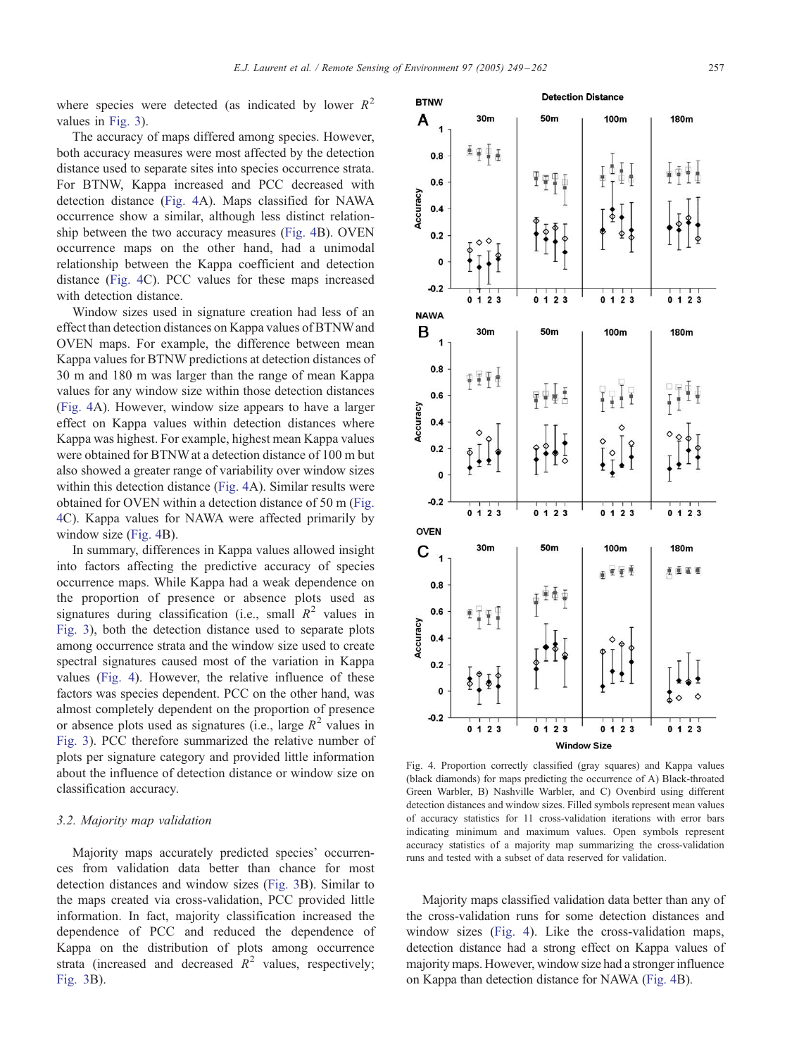where species were detected (as indicated by lower $R^2$ values in Fig. 3).

The accuracy of maps differed among species. However, both accuracy measures were most affected by the detection distance used to separate sites into species occurrence strata. For BTNW, Kappa increased and PCC decreased with detection distance (Fig. 4A). Maps classified for NAWA occurrence show a similar, although less distinct relationship between the two accuracy measures (Fig. 4B). OVEN occurrence maps on the other hand, had a unimodal relationship between the Kappa coefficient and detection distance (Fig. 4C). PCC values for these maps increased with detection distance.

Window sizes used in signature creation had less of an effect than detection distances on Kappa values of BTNW and OVEN maps. For example, the difference between mean Kappa values for BTNW predictions at detection distances of 30 m and 180 m was larger than the range of mean Kappa values for any window size within those detection distances (Fig. 4A). However, window size appears to have a larger effect on Kappa values within detection distances where Kappa was highest. For example, highest mean Kappa values were obtained for BTNW at a detection distance of 100 m but also showed a greater range of variability over window sizes within this detection distance (Fig. 4A). Similar results were obtained for OVEN within a detection distance of 50 m (Fig. 4C). Kappa values for NAWA were affected primarily by window size (Fig. 4B).

In summary, differences in Kappa values allowed insight into factors affecting the predictive accuracy of species occurrence maps. While Kappa had a weak dependence on the proportion of presence or absence plots used as signatures during classification (i.e., small $R^2$ values in Fig. 3), both the detection distance used to separate plots among occurrence strata and the window size used to create spectral signatures caused most of the variation in Kappa values (Fig. 4). However, the relative influence of these factors was species dependent. PCC on the other hand, was almost completely dependent on the proportion of presence or absence plots used as signatures (i.e., large $R^2$ values in Fig. 3). PCC therefore summarized the relative number of plots per signature category and provided little information about the influence of detection distance or window size on classification accuracy.

### 3.2. Majority map validation

Majority maps accurately predicted species' occurrences from validation data better than chance for most detection distances and window sizes (Fig. 3B). Similar to the maps created via cross-validation, PCC provided little information. In fact, majority classification increased the dependence of PCC and reduced the dependence of Kappa on the distribution of plots among occurrence strata (increased and decreased $R^2$ values, respectively; Fig. 3B).

Fig. 4. Proportion correctly classified (gray squares) and Kappa values (black diamonds) for maps predicting the occurrence of A) Black-throated Green Warbler, B) Nashville Warbler, and C) Ovenbird using different detection distances and window sizes. Filled symbols represent mean values of accuracy statistics for 11 cross-validation iterations with error bars indicating minimum and maximum values. Open symbols represent accuracy statistics of a majority map summarizing the cross-validation runs and tested with a subset of data reserved for validation.

Majority maps classified validation data better than any of the cross-validation runs for some detection distances and window sizes (Fig. 4). Like the cross-validation maps, detection distance had a strong effect on Kappa values of majority maps. However, window size had a stronger influence on Kappa than detection distance for NAWA (Fig. 4B).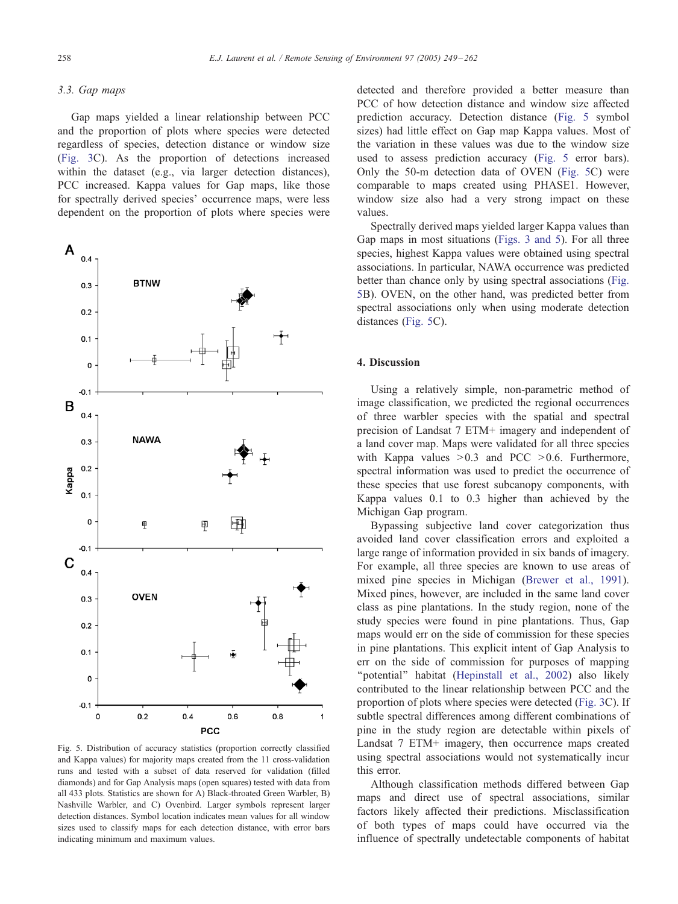### 3.3. Gap maps

Gap maps yielded a linear relationship between PCC and the proportion of plots where species were detected regardless of species, detection distance or window size (Fig. 3C). As the proportion of detections increased within the dataset (e.g., via larger detection distances), PCC increased. Kappa values for Gap maps, like those for spectrally derived species' occurrence maps, were less dependent on the proportion of plots where species were detected and therefore provided a better measure than PCC of how detection distance and window size affected prediction accuracy. Detection distance (Fig. 5 symbol sizes) had little effect on Gap map Kappa values. Most of the variation in these values was due to the window size used to assess prediction accuracy (Fig. 5 error bars). Only the 50-m detection data of OVEN (Fig. 5C) were comparable to maps created using PHASE1. However, window size also had a very strong impact on these values.

Fig. 5. Distribution of accuracy statistics (proportion correctly classified and Kappa values) for majority maps created from the 11 cross-validation runs and tested with a subset of data reserved for validation (filled diamonds) and for Gap Analysis maps (open squares) tested with data from all 433 plots. Statistics are shown for A) Black-throated Green Warbler, B) Nashville Warbler, and C) Ovenbird. Larger symbols represent larger detection distances. Symbol location indicates mean values for all window sizes used to classify maps for each detection distance, with error bars indicating minimum and maximum values.

Spectrally derived maps yielded larger Kappa values than Gap maps in most situations (Figs. 3 and 5). For all three species, highest Kappa values were obtained using spectral associations. In particular, NAWA occurrence was predicted better than chance only by using spectral associations (Fig. 5B). OVEN, on the other hand, was predicted better from spectral associations only when using moderate detection distances (Fig. 5C).

## 4. Discussion

Using a relatively simple, non-parametric method of image classification, we predicted the regional occurrences of three warbler species with the spatial and spectral precision of Landsat 7 ETM+ imagery and independent of a land cover map. Maps were validated for all three species with Kappa values >0.3 and PCC >0.6. Furthermore, spectral information was used to predict the occurrence of these species that use forest subcanopy components, with Kappa values 0.1 to 0.3 higher than achieved by the Michigan Gap program.

Bypassing subjective land cover categorization thus avoided land cover classification errors and exploited a large range of information provided in six bands of imagery. For example, all three species are known to use areas of mixed pine species in Michigan (Brewer et al., 1991). Mixed pines, however, are included in the same land cover class as pine plantations. In the study region, none of the study species were found in pine plantations. Thus, Gap maps would err on the side of commission for these species in pine plantations. This explicit intent of Gap Analysis to err on the side of commission for purposes of mapping "potential" habitat (Hepinstall et al., 2002) also likely contributed to the linear relationship between PCC and the proportion of plots where species were detected (Fig. 3C). If subtle spectral differences among different combinations of pine in the study region are detectable within pixels of Landsat 7 ETM+ imagery, then occurrence maps created using spectral associations would not systematically incur this error.

Although classification methods differed between Gap maps and direct use of spectral associations, similar factors likely affected their predictions. Misclassification of both types of maps could have occurred via the influence of spectrally undetectable components of habitat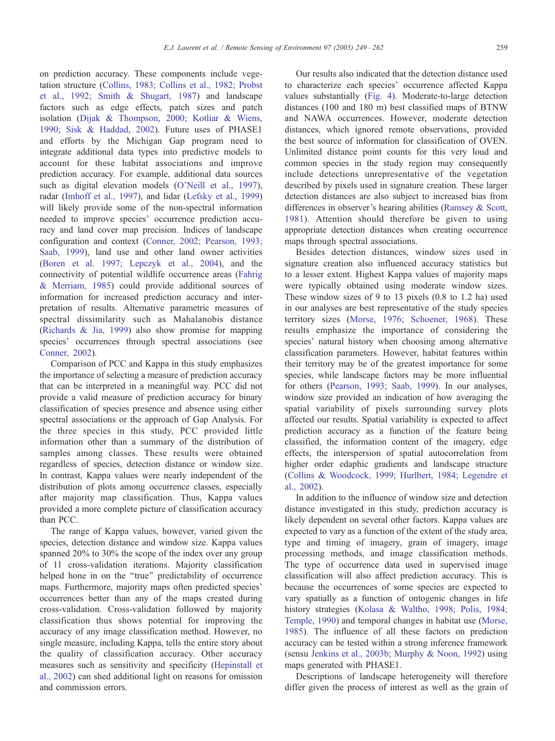on prediction accuracy. These components include vegetation structure (Collins, 1983; Collins et al., 1982; Probst et al., 1992; Smith & Shugart, 1987) and landscape factors such as edge effects, patch sizes and patch isolation (Dijak & Thompson, 2000; Kotliar & Wiens, 1990; Sisk & Haddad, 2002). Future uses of PHASE1 and efforts by the Michigan Gap program need to integrate additional data types into predictive models to account for these habitat associations and improve prediction accuracy. For example, additional data sources such as digital elevation models (O'Neill et al., 1997), radar (Imhoff et al., 1997), and lidar (Lefsky et al., 1999) will likely provide some of the non-spectral information needed to improve species' occurrence prediction accuracy and land cover map precision. Indices of landscape configuration and context (Conner, 2002; Pearson, 1993; Saab, 1999), land use and other land owner activities (Boren et al. 1997; Lepczyk et al., 2004), and the connectivity of potential wildlife occurrence areas (Fahrig & Merriam, 1985) could provide additional sources of information for increased prediction accuracy and interpretation of results. Alternative parametric measures of spectral dissimilarity such as Mahalanobis distance (Richards & Jia, 1999) also show promise for mapping species' occurrences through spectral associations (see Conner, 2002).

Comparison of PCC and Kappa in this study emphasizes the importance of selecting a measure of prediction accuracy that can be interpreted in a meaningful way. PCC did not provide a valid measure of prediction accuracy for binary classification of species presence and absence using either spectral associations or the approach of Gap Analysis. For the three species in this study, PCC provided little information other than a summary of the distribution of samples among classes. These results were obtained regardless of species, detection distance or window size. In contrast, Kappa values were nearly independent of the distribution of plots among occurrence classes, especially after majority map classification. Thus, Kappa values provided a more complete picture of classification accuracy than PCC.

The range of Kappa values, however, varied given the species, detection distance and window size. Kappa values spanned 20% to 30% the scope of the index over any group of 11 cross-validation iterations. Majority classification helped hone in on the "true" predictability of occurrence maps. Furthermore, majority maps often predicted species' occurrences better than any of the maps created during cross-validation. Cross-validation followed by majority classification thus shows potential for improving the accuracy of any image classification method. However, no single measure, including Kappa, tells the entire story about the quality of classification accuracy. Other accuracy measures such as sensitivity and specificity (Hepinstall et al., 2002) can shed additional light on reasons for omission and commission errors.

Our results also indicated that the detection distance used to characterize each species' occurrence affected Kappa values substantially (Fig. 4). Moderate-to-large detection distances (100 and 180 m) best classified maps of BTNW and NAWA occurrences. However, moderate detection distances, which ignored remote observations, provided the best source of information for classification of OVEN. Unlimited distance point counts for this very loud and common species in the study region may consequently include detections unrepresentative of the vegetation described by pixels used in signature creation. These larger detection distances are also subject to increased bias from differences in observer's hearing abilities (Ramsey & Scott, 1981). Attention should therefore be given to using appropriate detection distances when creating occurrence maps through spectral associations.

Besides detection distances, window sizes used in signature creation also influenced accuracy statistics but to a lesser extent. Highest Kappa values of majority maps were typically obtained using moderate window sizes. These window sizes of 9 to 13 pixels (0.8 to 1.2 ha) used in our analyses are best representative of the study species territory sizes (Morse, 1976; Schoener, 1968). These results emphasize the importance of considering the species' natural history when choosing among alternative classification parameters. However, habitat features within their territory may be of the greatest importance for some species, while landscape factors may be more influential for others (Pearson, 1993; Saab, 1999). In our analyses, window size provided an indication of how averaging the spatial variability of pixels surrounding survey plots affected our results. Spatial variability is expected to affect prediction accuracy as a function of the feature being classified, the information content of the imagery, edge effects, the interspersion of spatial autocorrelation from higher order edaphic gradients and landscape structure (Collins & Woodcock, 1999; Hurlbert, 1984; Legendre et al., 2002).

In addition to the influence of window size and detection distance investigated in this study, prediction accuracy is likely dependent on several other factors. Kappa values are expected to vary as a function of the extent of the study area, type and timing of imagery, grain of imagery, image processing methods, and image classification methods. The type of occurrence data used in supervised image classification will also affect prediction accuracy. This is because the occurrences of some species are expected to vary spatially as a function of ontogenic changes in life history strategies (Kolasa & Waltho, 1998; Polis, 1984; Temple, 1990) and temporal changes in habitat use (Morse, 1985). The influence of all these factors on prediction accuracy can be tested within a strong inference framework (sensu Jenkins et al., 2003b; Murphy & Noon, 1992) using maps generated with PHASE1.

Descriptions of landscape heterogeneity will therefore differ given the process of interest as well as the grain of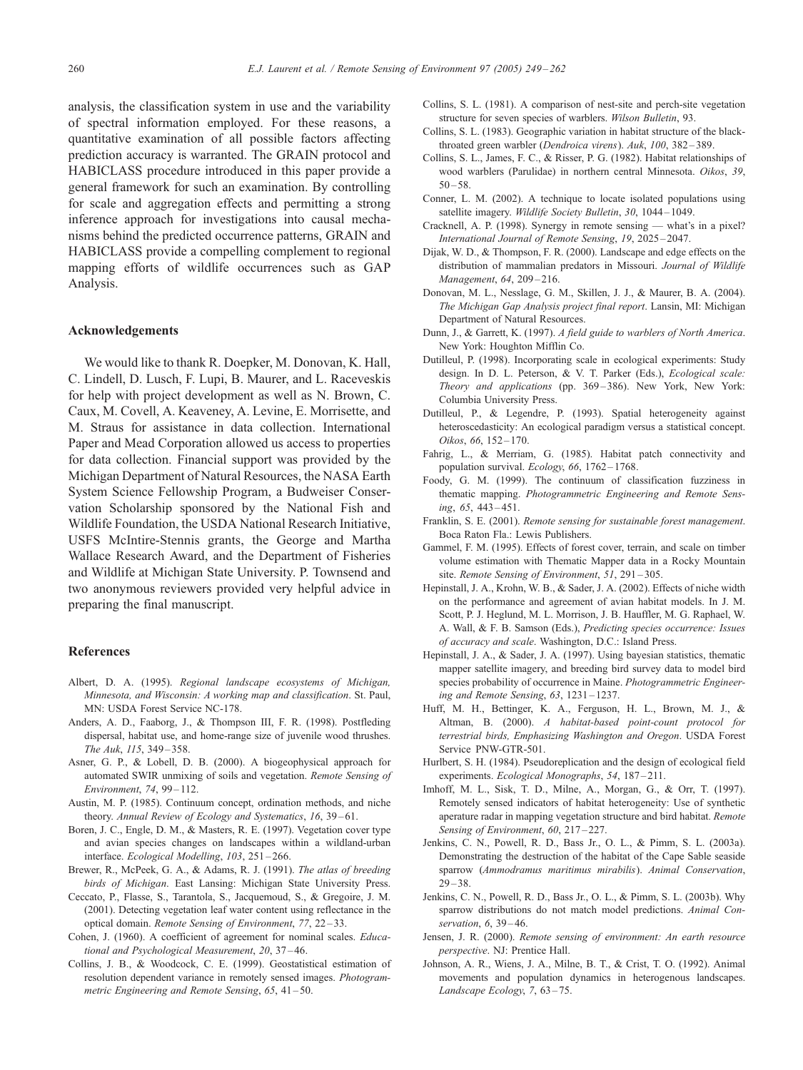analysis, the classification system in use and the variability of spectral information employed. For these reasons, a quantitative examination of all possible factors affecting prediction accuracy is warranted. The GRAIN protocol and HABICLASS procedure introduced in this paper provide a general framework for such an examination. By controlling for scale and aggregation effects and permitting a strong inference approach for investigations into causal mechanisms behind the predicted occurrence patterns, GRAIN and HABICLASS provide a compelling complement to regional mapping efforts of wildlife occurrences such as GAP Analysis.

## Acknowledgements

We would like to thank R. Doepker, M. Donovan, K. Hall, C. Lindell, D. Lusch, F. Lupi, B. Maurer, and L. Raceveskis for help with project development as well as N. Brown, C. Caux, M. Covell, A. Keaveney, A. Levine, E. Morrisette, and M. Straus for assistance in data collection. International Paper and Mead Corporation allowed us access to properties for data collection. Financial support was provided by the Michigan Department of Natural Resources, the NASA Earth System Science Fellowship Program, a Budweiser Conservation Scholarship sponsored by the National Fish and Wildlife Foundation, the USDA National Research Initiative, USFS McIntire-Stennis grants, the George and Martha Wallace Research Award, and the Department of Fisheries and Wildlife at Michigan State University. P. Townsend and two anonymous reviewers provided very helpful advice in preparing the final manuscript.

## References

Albert, D. A. (1995). *Regional landscape ecosystems of Michigan, Minnesota, and Wisconsin: A working map and classification*. St. Paul, MN: USDA Forest Service NC-178.

Anders, A. D., Faaborg, J., & Thompson III, F. R. (1998). Postfledging dispersal, habitat use, and home-range size of juvenile wood thrushes. *The Auk*, *115*, 349–358.

Asner, G. P., & Lobell, D. B. (2000). A biogeophysical approach for automated SWIR unmixing of soils and vegetation. *Remote Sensing of Environment*, *74*, 99–112.

Austin, M. P. (1985). Continuum concept, ordination methods, and niche theory. *Annual Review of Ecology and Systematics*, *16*, 39–61.

Boren, J. C., Engle, D. M., & Masters, R. E. (1997). Vegetation cover type and avian species changes on landscapes within a wildland-urban interface. *Ecological Modelling*, *103*, 251–266.

Brewer, R., McPeek, G. A., & Adams, R. J. (1991). *The atlas of breeding birds of Michigan*. East Lansing: Michigan State University Press.

Ceccato, P., Flasse, S., Tarantola, S., Jacquemoud, S., & Gregoire, J. M. (2001). Detecting vegetation leaf water content using reflectance in the optical domain. *Remote Sensing of Environment*, *77*, 22–33.

Cohen, J. (1960). A coefficient of agreement for nominal scales. *Educational and Psychological Measurement*, *20*, 37–46.

Collins, J. B., & Woodcock, C. E. (1999). Geostatistical estimation of resolution dependent variance in remotely sensed images. *Photogrammetric Engineering and Remote Sensing*, *65*, 41–50.

Collins, S. L. (1981). A comparison of nest-site and perch-site vegetation structure for seven species of warblers. *Wilson Bulletin*, 93.

Collins, S. L. (1983). Geographic variation in habitat structure of the black-throated green warbler (*Dendroica virens*). *Auk*, *100*, 382–389.

Collins, S. L., James, F. C., & Risser, P. G. (1982). Habitat relationships of wood warblers (Parulidae) in northern central Minnesota. *Oikos*, *39*, 50–58.

Conner, L. M. (2002). A technique to locate isolated populations using satellite imagery. *Wildlife Society Bulletin*, *30*, 1044–1049.

Cracknell, A. P. (1998). Synergy in remote sensing — what's in a pixel? *International Journal of Remote Sensing*, *19*, 2025–2047.

Dijak, W. D., & Thompson, F. R. (2000). Landscape and edge effects on the distribution of mammalian predators in Missouri. *Journal of Wildlife Management*, *64*, 209–216.

Donovan, M. L., Nesslage, G. M., Skillen, J. J., & Maurer, B. A. (2004). *The Michigan Gap Analysis project final report*. Lansin, MI: Michigan Department of Natural Resources.

Dunn, J., & Garrett, K. (1997). *A field guide to warblers of North America*. New York: Houghton Mifflin Co.

Dutilleul, P. (1998). Incorporating scale in ecological experiments: Study design. In D. L. Peterson, & V. T. Parker (Eds.), *Ecological scale: Theory and applications* (pp. 369–386). New York, New York: Columbia University Press.

Dutilleul, P., & Legendre, P. (1993). Spatial heterogeneity against heteroscedasticity: An ecological paradigm versus a statistical concept. *Oikos*, *66*, 152–170.

Fahrig, L., & Merriam, G. (1985). Habitat patch connectivity and population survival. *Ecology*, *66*, 1762–1768.

Foody, G. M. (1999). The continuum of classification fuzziness in thematic mapping. *Photogrammetric Engineering and Remote Sensing*, *65*, 443–451.

Franklin, S. E. (2001). *Remote sensing for sustainable forest management*. Boca Raton Fla.: Lewis Publishers.

Gammel, F. M. (1995). Effects of forest cover, terrain, and scale on timber volume estimation with Thematic Mapper data in a Rocky Mountain site. *Remote Sensing of Environment*, *51*, 291–305.

Hepinstall, J. A., Krohn, W. B., & Sader, J. A. (2002). Effects of niche width on the performance and agreement of avian habitat models. In J. M. Scott, P. J. Heglund, M. L. Morrison, J. B. Hauffler, M. G. Raphael, W. A. Wall, & F. B. Samson (Eds.), *Predicting species occurrence: Issues of accuracy and scale*. Washington, D.C.: Island Press.

Hepinstall, J. A., & Sader, J. A. (1997). Using bayesian statistics, thematic mapper satellite imagery, and breeding bird survey data to model bird species probability of occurrence in Maine. *Photogrammetric Engineering and Remote Sensing*, *63*, 1231–1237.

Huff, M. H., Bettinger, K. A., Ferguson, H. L., Brown, M. J., & Altman, B. (2000). *A habitat-based point-count protocol for terrestrial birds, Emphasizing Washington and Oregon*. USDA Forest Service PNW-GTR-501.

Hurlbert, S. H. (1984). Pseudoreplication and the design of ecological field experiments. *Ecological Monographs*, *54*, 187–211.

Imhoff, M. L., Sisk, T. D., Milne, A., Morgan, G., & Orr, T. (1997). Remotely sensed indicators of habitat heterogeneity: Use of synthetic aperature radar in mapping vegetation structure and bird habitat. *Remote Sensing of Environment*, *60*, 217–227.

Jenkins, C. N., Powell, R. D., Bass Jr., O. L., & Pimm, S. L. (2003a). Demonstrating the destruction of the habitat of the Cape Sable seaside sparrow (*Ammodramus maritimus mirabilis*). *Animal Conservation*, 29–38.

Jenkins, C. N., Powell, R. D., Bass Jr., O. L., & Pimm, S. L. (2003b). Why sparrow distributions do not match model predictions. *Animal Conservation*, *6*, 39–46.

Jensen, J. R. (2000). *Remote sensing of environment: An earth resource perspective*. NJ: Prentice Hall.

Johnson, A. R., Wiens, J. A., Milne, B. T., & Crist, T. O. (1992). Animal movements and population dynamics in heterogenous landscapes. *Landscape Ecology*, *7*, 63–75.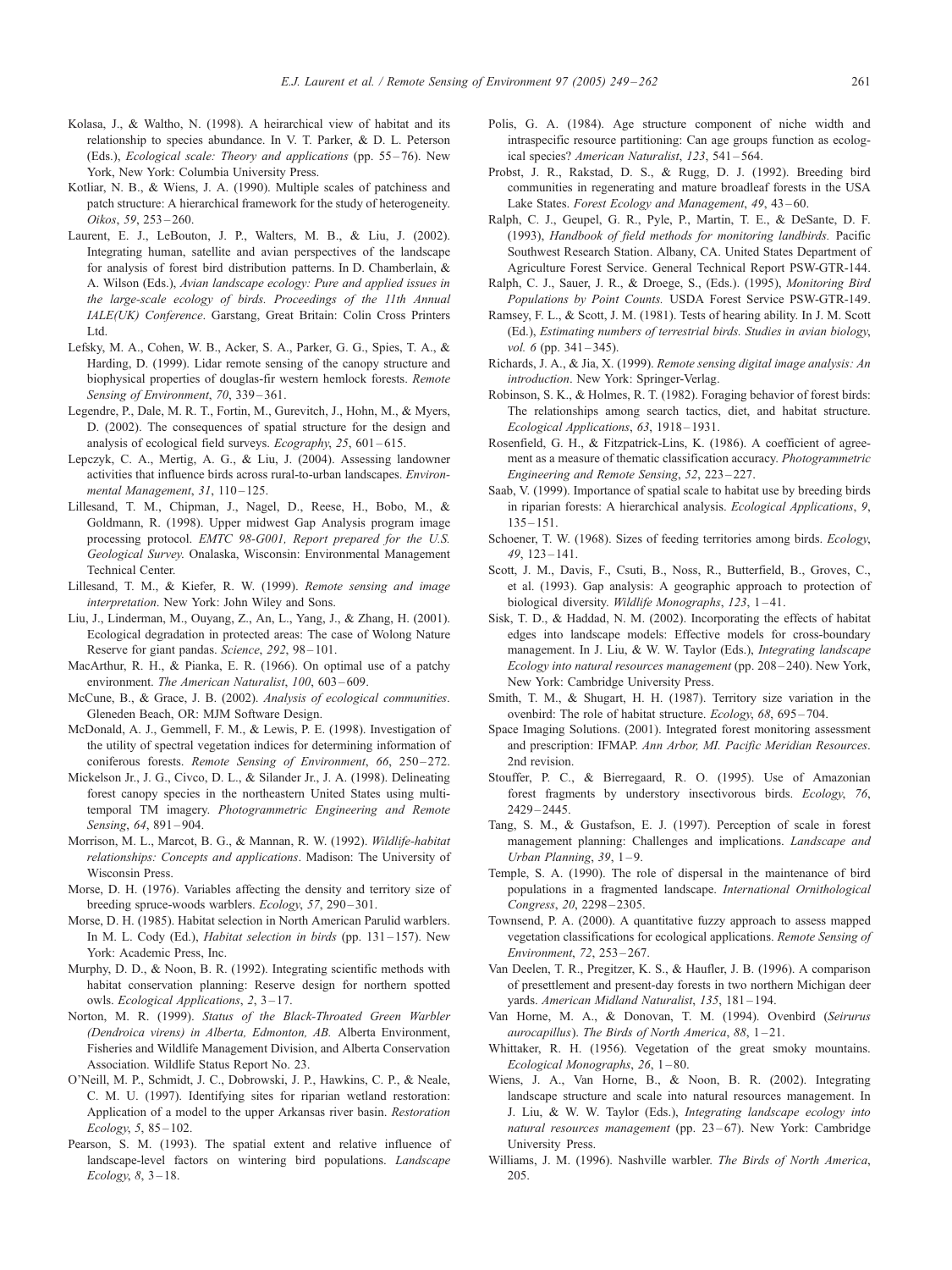Kolasa, J., & Waltho, N. (1998). A heirarchical view of habitat and its relationship to species abundance. In V. T. Parker, & D. L. Peterson (Eds.), *Ecological scale: Theory and applications* (pp. 55–76). New York, New York: Columbia University Press.

Kotliar, N. B., & Wiens, J. A. (1990). Multiple scales of patchiness and patch structure: A hierarchical framework for the study of heterogeneity. *Oikos*, *59*, 253–260.

Laurent, E. J., LeBouton, J. P., Walters, M. B., & Liu, J. (2002). Integrating human, satellite and avian perspectives of the landscape for analysis of forest bird distribution patterns. In D. Chamberlain, & A. Wilson (Eds.), *Avian landscape ecology: Pure and applied issues in the large-scale ecology of birds. Proceedings of the 11th Annual IALE(UK) Conference*. Garstang, Great Britain: Colin Cross Printers Ltd.

Lefsky, M. A., Cohen, W. B., Acker, S. A., Parker, G. G., Spies, T. A., & Harding, D. (1999). Lidar remote sensing of the canopy structure and biophysical properties of douglas-fir western hemlock forests. *Remote Sensing of Environment*, *70*, 339–361.

Legendre, P., Dale, M. R. T., Fortin, M., Gurevitch, J., Hohn, M., & Myers, D. (2002). The consequences of spatial structure for the design and analysis of ecological field surveys. *Ecography*, *25*, 601–615.

Lepczyk, C. A., Mertig, A. G., & Liu, J. (2004). Assessing landowner activities that influence birds across rural-to-urban landscapes. *Environmental Management*, *31*, 110–125.

Lillesand, T. M., Chipman, J., Nagel, D., Reese, H., Bobo, M., & Goldmann, R. (1998). Upper midwest Gap Analysis program image processing protocol. *EMTC 98-G001, Report prepared for the U.S. Geological Survey*. Onalaska, Wisconsin: Environmental Management Technical Center.

Lillesand, T. M., & Kiefer, R. W. (1999). *Remote sensing and image interpretation*. New York: John Wiley and Sons.

Liu, J., Linderman, M., Ouyang, Z., An, L., Yang, J., & Zhang, H. (2001). Ecological degradation in protected areas: The case of Wolong Nature Reserve for giant pandas. *Science*, *292*, 98–101.

MacArthur, R. H., & Pianka, E. R. (1966). On optimal use of a patchy environment. *The American Naturalist*, *100*, 603–609.

McCune, B., & Grace, J. B. (2002). *Analysis of ecological communities*. Gleneden Beach, OR: MJM Software Design.

McDonald, A. J., Gemmell, F. M., & Lewis, P. E. (1998). Investigation of the utility of spectral vegetation indices for determining information of coniferous forests. *Remote Sensing of Environment*, *66*, 250–272.

Mickelson Jr., J. G., Civco, D. L., & Silander Jr., J. A. (1998). Delineating forest canopy species in the northeastern United States using multitemporal TM imagery. *Photogrammetric Engineering and Remote Sensing*, *64*, 891–904.

Morrison, M. L., Marcot, B. G., & Mannan, R. W. (1992). *Wildlife-habitat relationships: Concepts and applications*. Madison: The University of Wisconsin Press.

Morse, D. H. (1976). Variables affecting the density and territory size of breeding spruce-woods warblers. *Ecology*, *57*, 290–301.

Morse, D. H. (1985). Habitat selection in North American Parulid warblers. In M. L. Cody (Ed.), *Habitat selection in birds* (pp. 131–157). New York: Academic Press, Inc.

Murphy, D. D., & Noon, B. R. (1992). Integrating scientific methods with habitat conservation planning: Reserve design for northern spotted owls. *Ecological Applications*, *2*, 3–17.

Norton, M. R. (1999). *Status of the Black-Throated Green Warbler (Dendroica virens) in Alberta, Edmonton, AB.* Alberta Environment, Fisheries and Wildlife Management Division, and Alberta Conservation Association. Wildlife Status Report No. 23.

O'Neill, M. P., Schmidt, J. C., Dobrowski, J. P., Hawkins, C. P., & Neale, C. M. U. (1997). Identifying sites for riparian wetland restoration: Application of a model to the upper Arkansas river basin. *Restoration Ecology*, *5*, 85–102.

Pearson, S. M. (1993). The spatial extent and relative influence of landscape-level factors on wintering bird populations. *Landscape Ecology*, *8*, 3–18.

Polis, G. A. (1984). Age structure component of niche width and intraspecific resource partitioning: Can age groups function as ecological species? *American Naturalist*, *123*, 541–564.

Probst, J. R., Rakstad, D. S., & Rugg, D. J. (1992). Breeding bird communities in regenerating and mature broadleaf forests in the USA Lake States. *Forest Ecology and Management*, *49*, 43–60.

Ralph, C. J., Geupel, G. R., Pyle, P., Martin, T. E., & DeSante, D. F. (1993), *Handbook of field methods for monitoring landbirds.* Pacific Southwest Research Station. Albany, CA. United States Department of Agriculture Forest Service. General Technical Report PSW-GTR-144.

Ralph, C. J., Sauer, J. R., & Droege, S., (Eds.). (1995), *Monitoring Bird Populations by Point Counts.* USDA Forest Service PSW-GTR-149.

Ramsey, F. L., & Scott, J. M. (1981). Tests of hearing ability. In J. M. Scott (Ed.), *Estimating numbers of terrestrial birds. Studies in avian biology, vol. 6* (pp. 341–345).

Richards, J. A., & Jia, X. (1999). *Remote sensing digital image analysis: An introduction*. New York: Springer-Verlag.

Robinson, S. K., & Holmes, R. T. (1982). Foraging behavior of forest birds: The relationships among search tactics, diet, and habitat structure. *Ecological Applications*, *63*, 1918–1931.

Rosenfield, G. H., & Fitzpatrick-Lins, K. (1986). A coefficient of agreement as a measure of thematic classification accuracy. *Photogrammetric Engineering and Remote Sensing*, *52*, 223–227.

Saab, V. (1999). Importance of spatial scale to habitat use by breeding birds in riparian forests: A hierarchical analysis. *Ecological Applications*, *9*, 135–151.

Schoener, T. W. (1968). Sizes of feeding territories among birds. *Ecology*, *49*, 123–141.

Scott, J. M., Davis, F., Csuti, B., Noss, R., Butterfield, B., Groves, C., et al. (1993). Gap analysis: A geographic approach to protection of biological diversity. *Wildlife Monographs*, *123*, 1–41.

Sisk, T. D., & Haddad, N. M. (2002). Incorporating the effects of habitat edges into landscape models: Effective models for cross-boundary management. In J. Liu, & W. W. Taylor (Eds.), *Integrating landscape Ecology into natural resources management* (pp. 208–240). New York, New York: Cambridge University Press.

Smith, T. M., & Shugart, H. H. (1987). Territory size variation in the ovenbird: The role of habitat structure. *Ecology*, *68*, 695–704.

Space Imaging Solutions. (2001). Integrated forest monitoring assessment and prescription: IFMAP. *Ann Arbor, MI. Pacific Meridian Resources*. 2nd revision.

Stouffer, P. C., & Bierregaard, R. O. (1995). Use of Amazonian forest fragments by understory insectivorous birds. *Ecology*, *76*, 2429–2445.

Tang, S. M., & Gustafson, E. J. (1997). Perception of scale in forest management planning: Challenges and implications. *Landscape and Urban Planning*, *39*, 1–9.

Temple, S. A. (1990). The role of dispersal in the maintenance of bird populations in a fragmented landscape. *International Ornithological Congress*, *20*, 2298–2305.

Townsend, P. A. (2000). A quantitative fuzzy approach to assess mapped vegetation classifications for ecological applications. *Remote Sensing of Environment*, *72*, 253–267.

Van Deelen, T. R., Pregitzer, K. S., & Haufler, J. B. (1996). A comparison of presettlement and present-day forests in two northern Michigan deer yards. *American Midland Naturalist*, *135*, 181–194.

Van Horne, M. A., & Donovan, T. M. (1994). Ovenbird (*Seirurus aurocapillus*). *The Birds of North America*, *88*, 1–21.

Whittaker, R. H. (1956). Vegetation of the great smoky mountains. *Ecological Monographs*, *26*, 1–80.

Wiens, J. A., Van Horne, B., & Noon, B. R. (2002). Integrating landscape structure and scale into natural resources management. In J. Liu, & W. W. Taylor (Eds.), *Integrating landscape ecology into natural resources management* (pp. 23–67). New York: Cambridge University Press.

Williams, J. M. (1996). Nashville warbler. *The Birds of North America*, 205.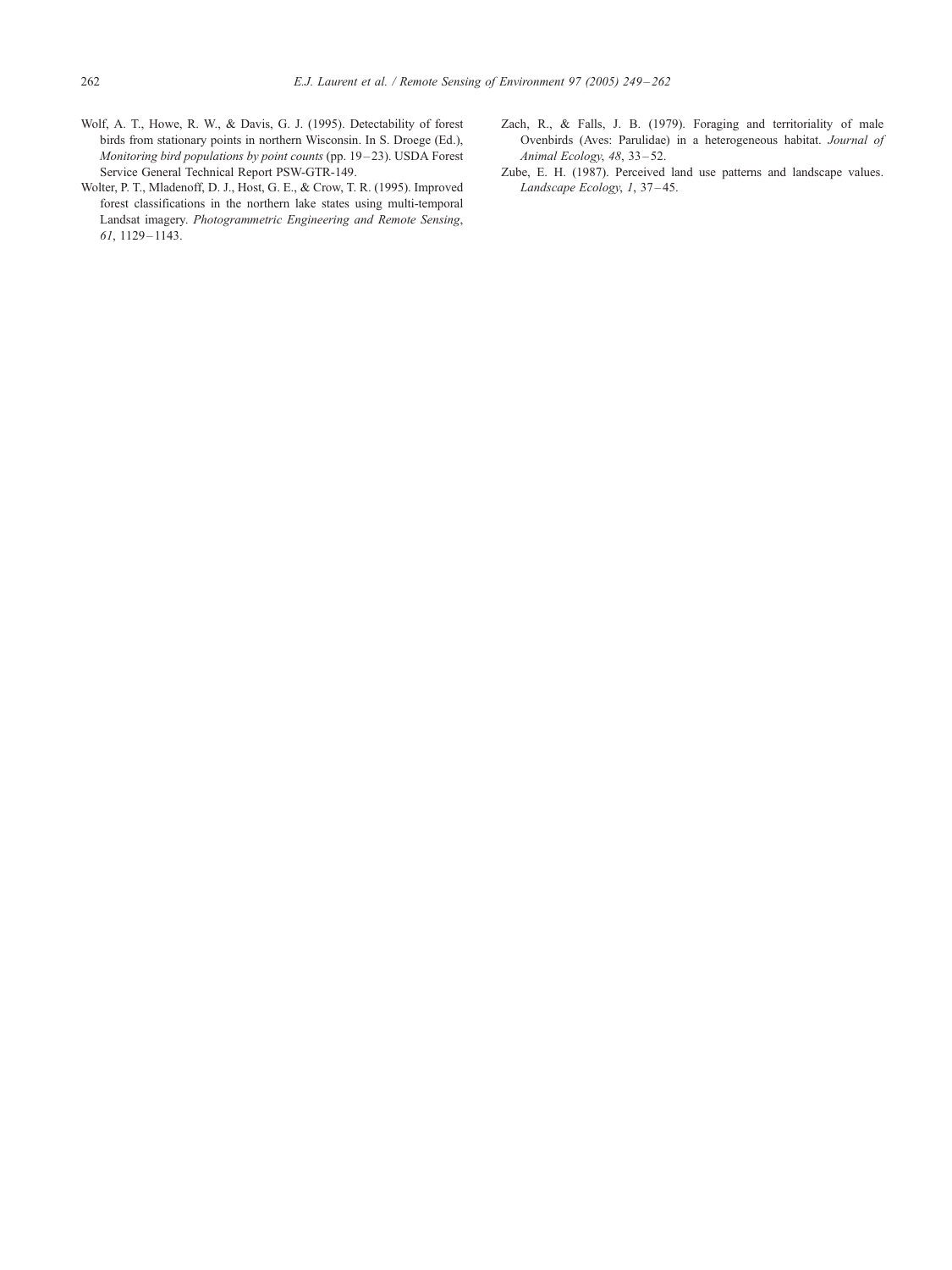Wolf, A. T., Howe, R. W., & Davis, G. J. (1995). Detectability of forest birds from stationary points in northern Wisconsin. In S. Droege (Ed.), *Monitoring bird populations by point counts* (pp. 19–23). USDA Forest Service General Technical Report PSW-GTR-149.

Wolter, P. T., Mladenoff, D. J., Host, G. E., & Crow, T. R. (1995). Improved forest classifications in the northern lake states using multi-temporal Landsat imagery. *Photogrammetric Engineering and Remote Sensing*, *61*, 1129–1143.

Zach, R., & Falls, J. B. (1979). Foraging and territoriality of male Ovenbirds (Aves: Parulidae) in a heterogeneous habitat. *Journal of Animal Ecology*, *48*, 33–52.

Zube, E. H. (1987). Perceived land use patterns and landscape values. *Landscape Ecology*, *1*, 37–45.